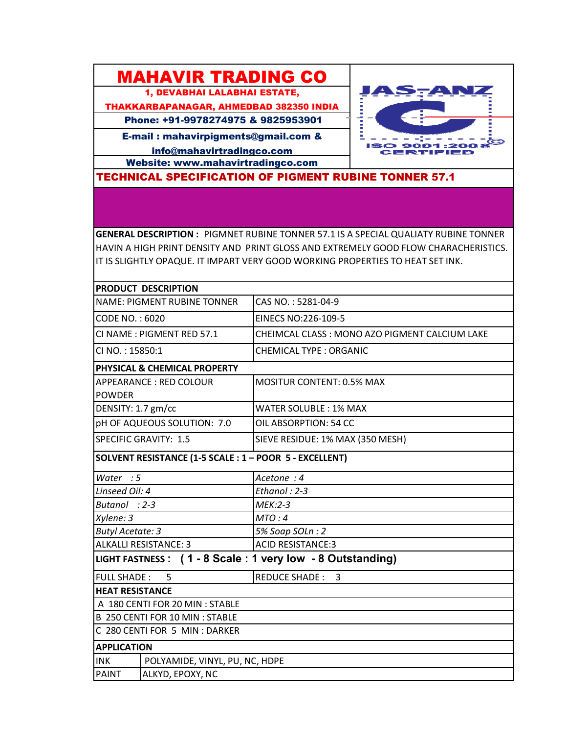# MAHAVIR TRADING CO

**1, DEVABHAI LALABHAI ESTATE,**

**THAKKARBAPANAGAR, AHMEDBAD 382350 INDIA**

**Phone: +91-9978274975 & 9825953901**

**E-mail : mahavirpigments@gmail.com &**

**info@mahavirtradingco.com**

**Website: www.mahavirtradingco.com**

JAS-ANZ ISO 9001:2008 CERTIFIED

## TECHNICAL SPECIFICATION OF PIGMENT RUBINE TONNER 57.1

**GENERAL DESCRIPTION :** PIGMNET RUBINE TONNER 57.1 IS A SPECIAL QUALIATY RUBINE TONNER HAVIN A HIGH PRINT DENSITY AND PRINT GLOSS AND EXTREMELY GOOD FLOW CHARACHERISTICS. IT IS SLIGHTLY OPAQUE. IT IMPART VERY GOOD WORKING PROPERTIES TO HEAT SET INK.

| **PRODUCT DESCRIPTION** | |
|---|---|
| NAME: PIGMENT RUBINE TONNER | CAS NO. : 5281-04-9 |
| CODE NO. : 6020 | EINECS NO:226-109-5 |
| CI NAME : PIGMENT RED 57.1 | CHEIMCAL CLASS : MONO AZO PIGMENT CALCIUM LAKE |
| CI NO. : 15850:1 | CHEMICAL TYPE : ORGANIC |
| **PHYSICAL & CHEMICAL PROPERTY** | |
| APPEARANCE : RED COLOUR POWDER | MOSITUR CONTENT: 0.5% MAX |
| DENSITY: 1.7 gm/cc | WATER SOLUBLE : 1% MAX |
| pH OF AQUEOUS SOLUTION: 7.0 | OIL ABSORPTION: 54 CC |
| SPECIFIC GRAVITY: 1.5 | SIEVE RESIDUE: 1% MAX (350 MESH) |
| **SOLVENT RESISTANCE (1-5 SCALE : 1 – POOR 5 - EXCELLENT)** | |
| *Water : 5* | *Acetone : 4* |
| *Linseed Oil: 4* | *Ethanol : 2-3* |
| *Butanol : 2-3* | *MEK:2-3* |
| *Xylene: 3* | *MTO : 4* |
| *Butyl Acetate: 3* | *5% Soap SOLn : 2* |
| ALKALLI RESISTANCE: 3 | ACID RESISTANCE:3 |
| **LIGHT FASTNESS : ( 1 - 8 Scale : 1 very low - 8 Outstanding)** | |
| FULL SHADE : 5 | REDUCE SHADE : 3 |
| **HEAT RESISTANCE** | |
| A 180 CENTI FOR 20 MIN : STABLE | |
| B 250 CENTI FOR 10 MIN : STABLE | |
| C 280 CENTI FOR 5 MIN : DARKER | |

| **APPLICATION** | |
|---|---|
| INK | POLYAMIDE, VINYL, PU, NC, HDPE |
| PAINT | ALKYD, EPOXY, NC |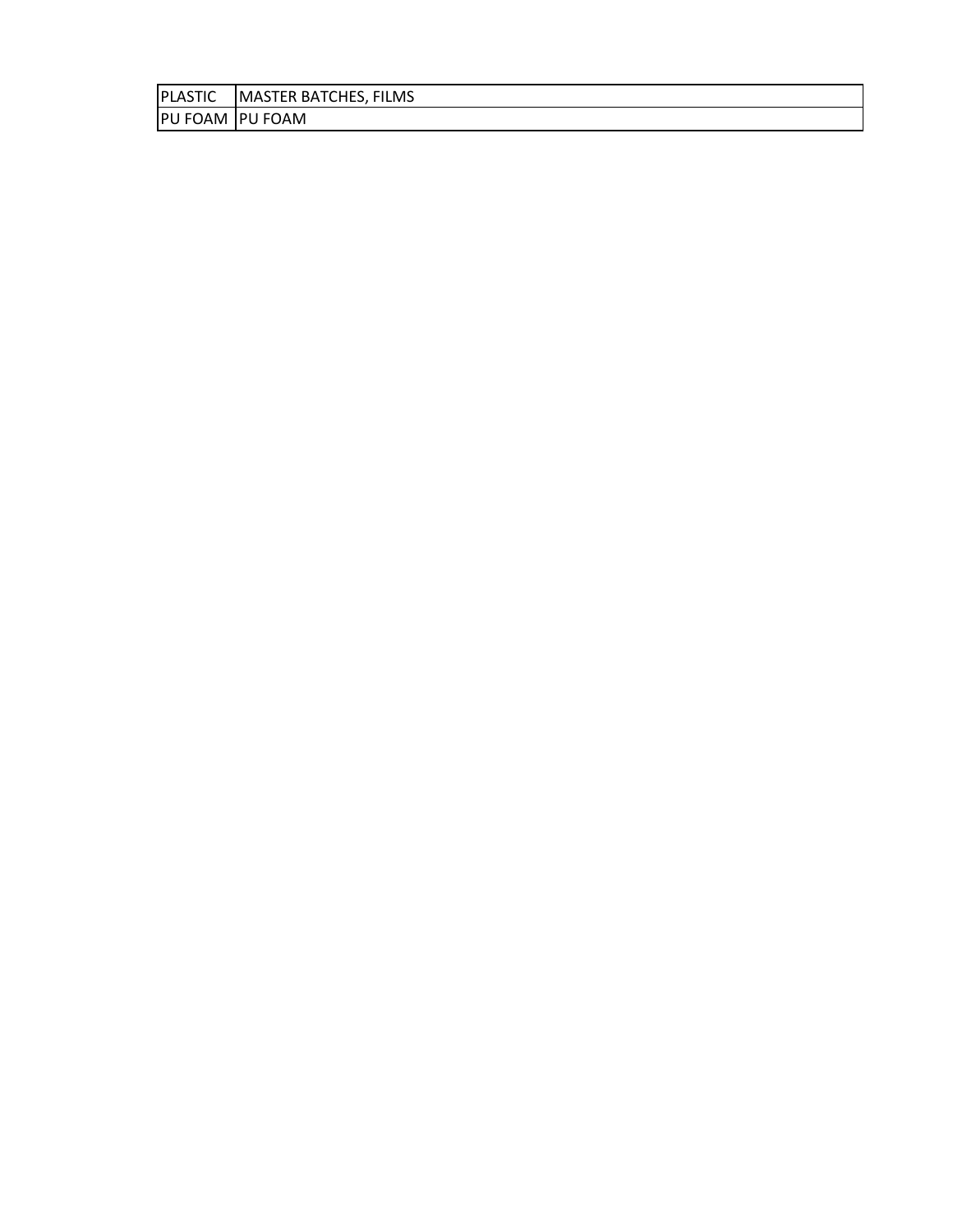| | |
|---|---|
| PLASTIC | MASTER BATCHES, FILMS |
| PU FOAM | PU FOAM |